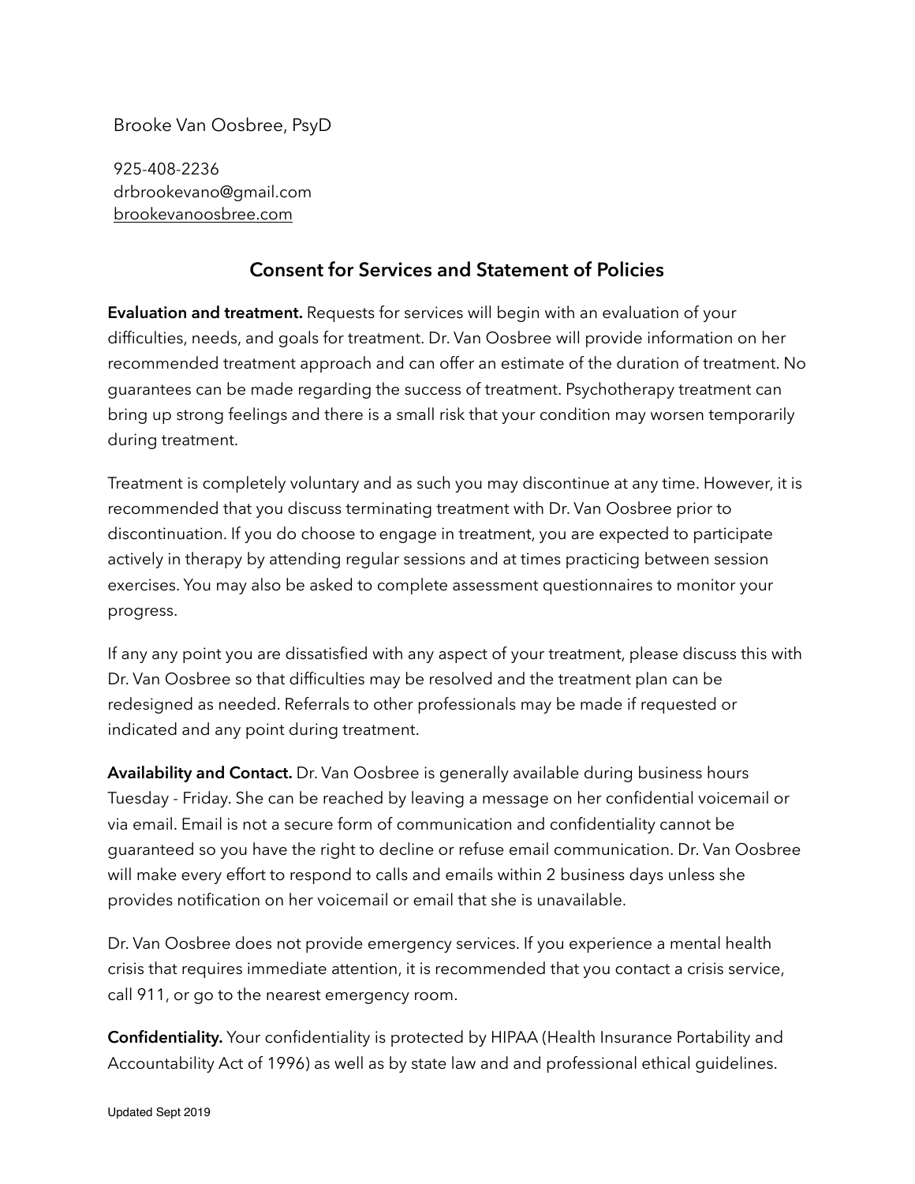Brooke Van Oosbree, PsyD

925-408-2236
drbrookevano@gmail.com
brookevanoosbree.com

## Consent for Services and Statement of Policies

**Evaluation and treatment.** Requests for services will begin with an evaluation of your difficulties, needs, and goals for treatment. Dr. Van Oosbree will provide information on her recommended treatment approach and can offer an estimate of the duration of treatment. No guarantees can be made regarding the success of treatment. Psychotherapy treatment can bring up strong feelings and there is a small risk that your condition may worsen temporarily during treatment.

Treatment is completely voluntary and as such you may discontinue at any time. However, it is recommended that you discuss terminating treatment with Dr. Van Oosbree prior to discontinuation. If you do choose to engage in treatment, you are expected to participate actively in therapy by attending regular sessions and at times practicing between session exercises. You may also be asked to complete assessment questionnaires to monitor your progress.

If any any point you are dissatisfied with any aspect of your treatment, please discuss this with Dr. Van Oosbree so that difficulties may be resolved and the treatment plan can be redesigned as needed. Referrals to other professionals may be made if requested or indicated and any point during treatment.

**Availability and Contact.** Dr. Van Oosbree is generally available during business hours Tuesday - Friday. She can be reached by leaving a message on her confidential voicemail or via email. Email is not a secure form of communication and confidentiality cannot be guaranteed so you have the right to decline or refuse email communication. Dr. Van Oosbree will make every effort to respond to calls and emails within 2 business days unless she provides notification on her voicemail or email that she is unavailable.

Dr. Van Oosbree does not provide emergency services. If you experience a mental health crisis that requires immediate attention, it is recommended that you contact a crisis service, call 911, or go to the nearest emergency room.

**Confidentiality.** Your confidentiality is protected by HIPAA (Health Insurance Portability and Accountability Act of 1996) as well as by state law and and professional ethical guidelines.

Updated Sept 2019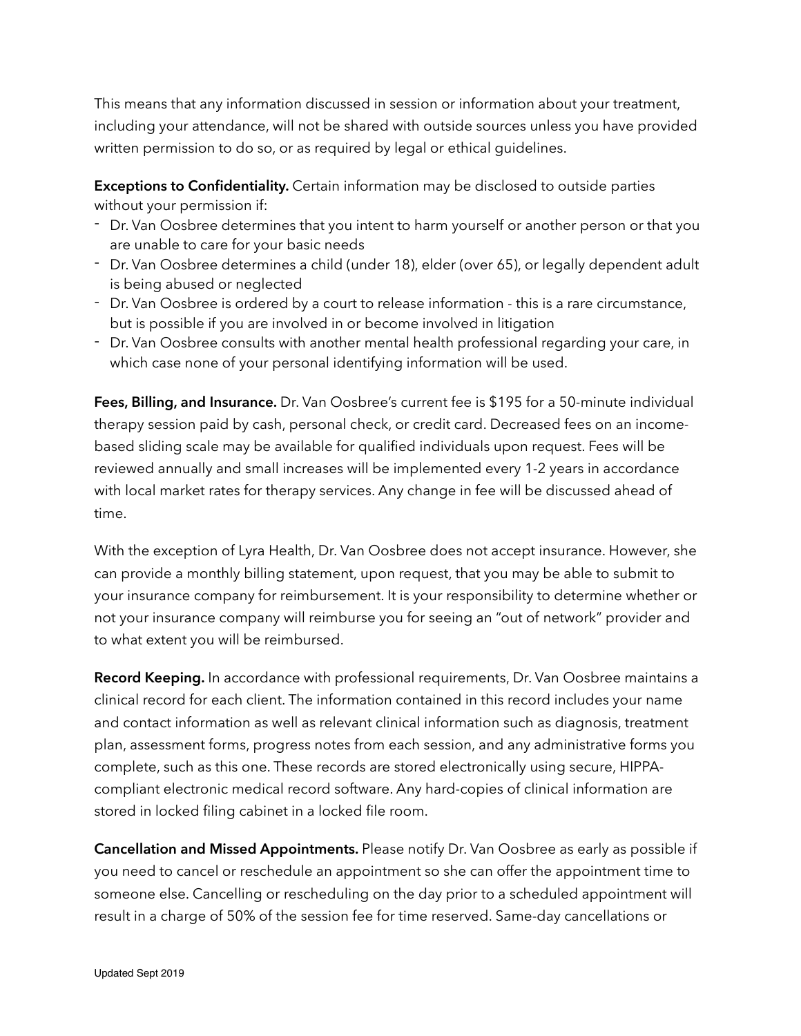This means that any information discussed in session or information about your treatment, including your attendance, will not be shared with outside sources unless you have provided written permission to do so, or as required by legal or ethical guidelines.

**Exceptions to Confidentiality.** Certain information may be disclosed to outside parties without your permission if:

- Dr. Van Oosbree determines that you intent to harm yourself or another person or that you are unable to care for your basic needs
- Dr. Van Oosbree determines a child (under 18), elder (over 65), or legally dependent adult is being abused or neglected
- Dr. Van Oosbree is ordered by a court to release information - this is a rare circumstance, but is possible if you are involved in or become involved in litigation
- Dr. Van Oosbree consults with another mental health professional regarding your care, in which case none of your personal identifying information will be used.

**Fees, Billing, and Insurance.** Dr. Van Oosbree's current fee is $195 for a 50-minute individual therapy session paid by cash, personal check, or credit card. Decreased fees on an income-based sliding scale may be available for qualified individuals upon request. Fees will be reviewed annually and small increases will be implemented every 1-2 years in accordance with local market rates for therapy services. Any change in fee will be discussed ahead of time.

With the exception of Lyra Health, Dr. Van Oosbree does not accept insurance. However, she can provide a monthly billing statement, upon request, that you may be able to submit to your insurance company for reimbursement. It is your responsibility to determine whether or not your insurance company will reimburse you for seeing an "out of network" provider and to what extent you will be reimbursed.

**Record Keeping.** In accordance with professional requirements, Dr. Van Oosbree maintains a clinical record for each client. The information contained in this record includes your name and contact information as well as relevant clinical information such as diagnosis, treatment plan, assessment forms, progress notes from each session, and any administrative forms you complete, such as this one. These records are stored electronically using secure, HIPPA-compliant electronic medical record software. Any hard-copies of clinical information are stored in locked filing cabinet in a locked file room.

**Cancellation and Missed Appointments.** Please notify Dr. Van Oosbree as early as possible if you need to cancel or reschedule an appointment so she can offer the appointment time to someone else. Cancelling or rescheduling on the day prior to a scheduled appointment will result in a charge of 50% of the session fee for time reserved. Same-day cancellations or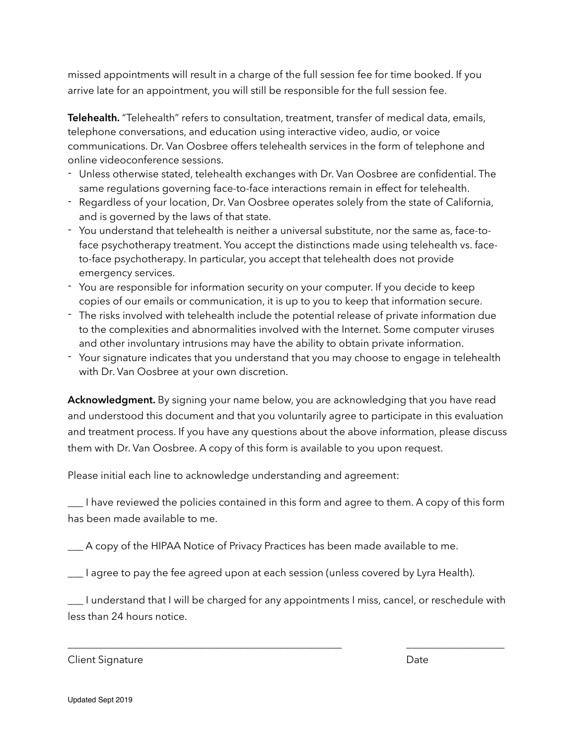missed appointments will result in a charge of the full session fee for time booked. If you arrive late for an appointment, you will still be responsible for the full session fee.

**Telehealth.** "Telehealth" refers to consultation, treatment, transfer of medical data, emails, telephone conversations, and education using interactive video, audio, or voice communications. Dr. Van Oosbree offers telehealth services in the form of telephone and online videoconference sessions.

- Unless otherwise stated, telehealth exchanges with Dr. Van Oosbree are confidential. The same regulations governing face-to-face interactions remain in effect for telehealth.
- Regardless of your location, Dr. Van Oosbree operates solely from the state of California, and is governed by the laws of that state.
- You understand that telehealth is neither a universal substitute, nor the same as, face-to-face psychotherapy treatment. You accept the distinctions made using telehealth vs. face-to-face psychotherapy. In particular, you accept that telehealth does not provide emergency services.
- You are responsible for information security on your computer. If you decide to keep copies of our emails or communication, it is up to you to keep that information secure.
- The risks involved with telehealth include the potential release of private information due to the complexities and abnormalities involved with the Internet. Some computer viruses and other involuntary intrusions may have the ability to obtain private information.
- Your signature indicates that you understand that you may choose to engage in telehealth with Dr. Van Oosbree at your own discretion.

**Acknowledgment.** By signing your name below, you are acknowledging that you have read and understood this document and that you voluntarily agree to participate in this evaluation and treatment process. If you have any questions about the above information, please discuss them with Dr. Van Oosbree. A copy of this form is available to you upon request.

Please initial each line to acknowledge understanding and agreement:

___ I have reviewed the policies contained in this form and agree to them. A copy of this form has been made available to me.

___ A copy of the HIPAA Notice of Privacy Practices has been made available to me.

___ I agree to pay the fee agreed upon at each session (unless covered by Lyra Health).

___ I understand that I will be charged for any appointments I miss, cancel, or reschedule with less than 24 hours notice.

_______________________________________________________ ____________________

Client Signature Date

Updated Sept 2019